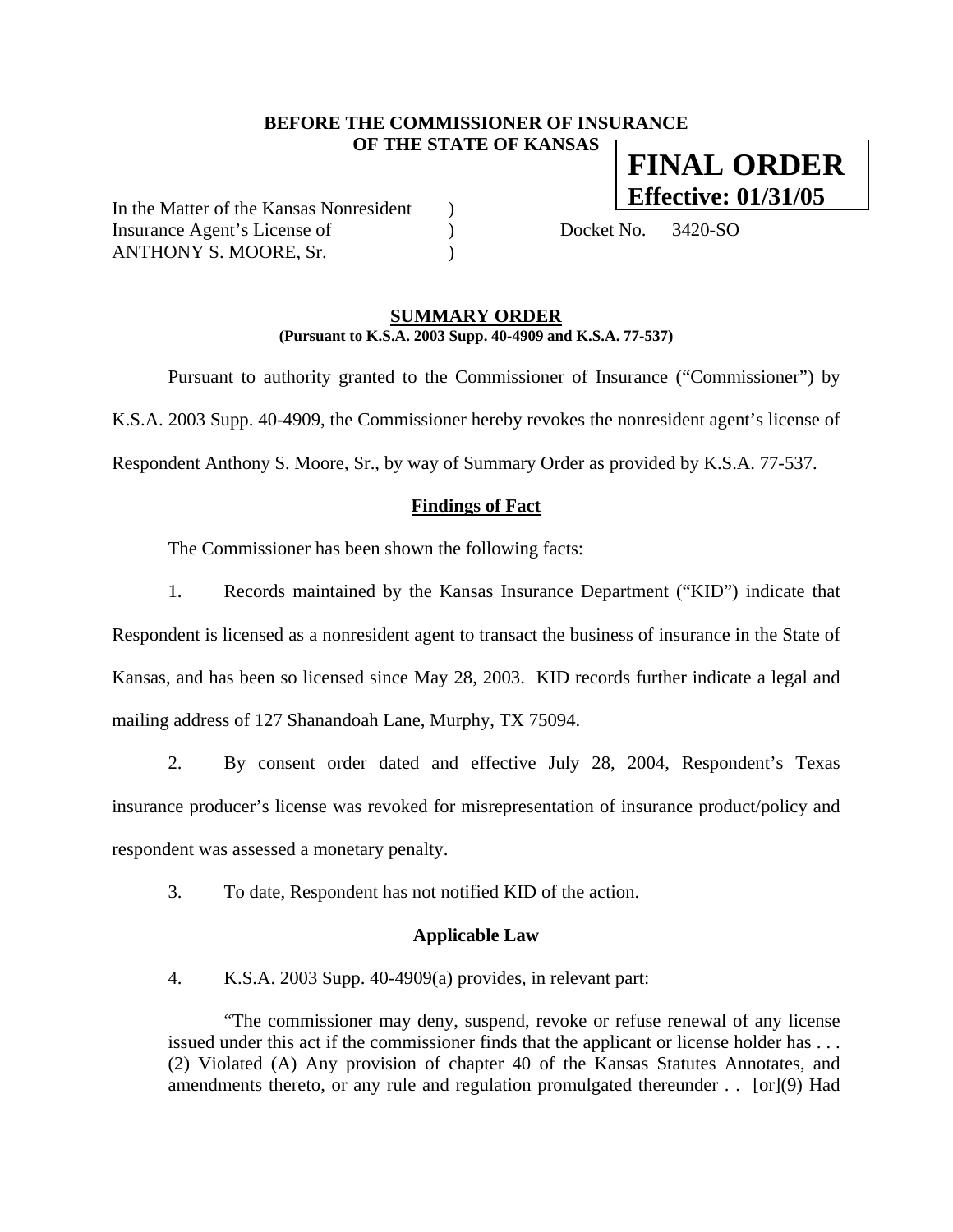**BEFORE THE COMMISSIONER OF INSURANCE**
**OF THE STATE OF KANSAS**

**FINAL ORDER**
**Effective: 01/31/05**

In the Matter of the Kansas Nonresident )
Insurance Agent's License of ) Docket No. 3420-SO
ANTHONY S. MOORE, Sr. )

## SUMMARY ORDER

**(Pursuant to K.S.A. 2003 Supp. 40-4909 and K.S.A. 77-537)**

Pursuant to authority granted to the Commissioner of Insurance ("Commissioner") by K.S.A. 2003 Supp. 40-4909, the Commissioner hereby revokes the nonresident agent's license of Respondent Anthony S. Moore, Sr., by way of Summary Order as provided by K.S.A. 77-537.

### Findings of Fact

The Commissioner has been shown the following facts:

1. Records maintained by the Kansas Insurance Department ("KID") indicate that Respondent is licensed as a nonresident agent to transact the business of insurance in the State of Kansas, and has been so licensed since May 28, 2003. KID records further indicate a legal and mailing address of 127 Shanandoah Lane, Murphy, TX 75094.

2. By consent order dated and effective July 28, 2004, Respondent's Texas insurance producer's license was revoked for misrepresentation of insurance product/policy and respondent was assessed a monetary penalty.

3. To date, Respondent has not notified KID of the action.

### Applicable Law

4. K.S.A. 2003 Supp. 40-4909(a) provides, in relevant part:

> "The commissioner may deny, suspend, revoke or refuse renewal of any license issued under this act if the commissioner finds that the applicant or license holder has . . . (2) Violated (A) Any provision of chapter 40 of the Kansas Statutes Annotates, and amendments thereto, or any rule and regulation promulgated thereunder . . [or](9) Had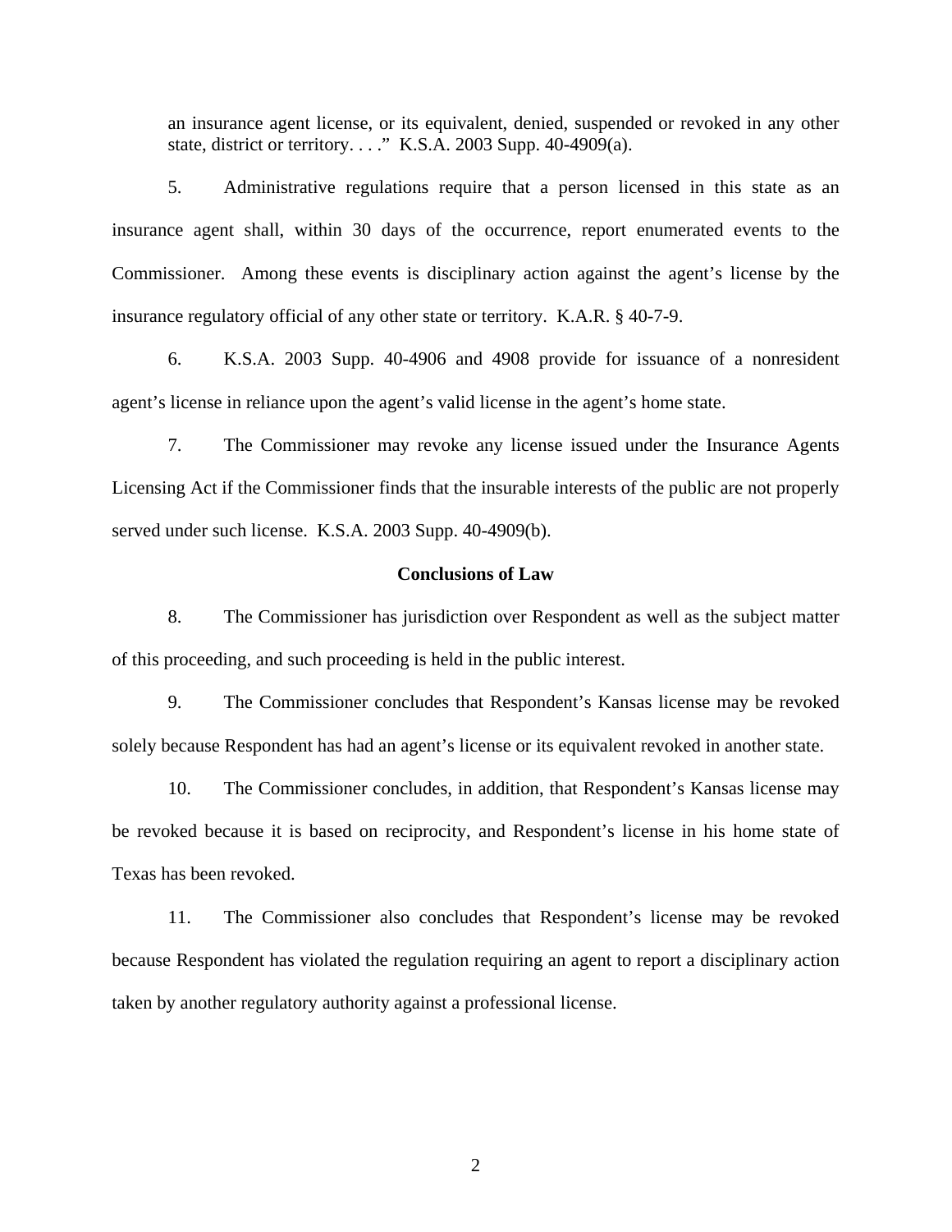an insurance agent license, or its equivalent, denied, suspended or revoked in any other state, district or territory. . . ." K.S.A. 2003 Supp. 40-4909(a).

5. Administrative regulations require that a person licensed in this state as an insurance agent shall, within 30 days of the occurrence, report enumerated events to the Commissioner. Among these events is disciplinary action against the agent's license by the insurance regulatory official of any other state or territory. K.A.R. § 40-7-9.

6. K.S.A. 2003 Supp. 40-4906 and 4908 provide for issuance of a nonresident agent's license in reliance upon the agent's valid license in the agent's home state.

7. The Commissioner may revoke any license issued under the Insurance Agents Licensing Act if the Commissioner finds that the insurable interests of the public are not properly served under such license. K.S.A. 2003 Supp. 40-4909(b).

**Conclusions of Law**

8. The Commissioner has jurisdiction over Respondent as well as the subject matter of this proceeding, and such proceeding is held in the public interest.

9. The Commissioner concludes that Respondent's Kansas license may be revoked solely because Respondent has had an agent's license or its equivalent revoked in another state.

10. The Commissioner concludes, in addition, that Respondent's Kansas license may be revoked because it is based on reciprocity, and Respondent's license in his home state of Texas has been revoked.

11. The Commissioner also concludes that Respondent's license may be revoked because Respondent has violated the regulation requiring an agent to report a disciplinary action taken by another regulatory authority against a professional license.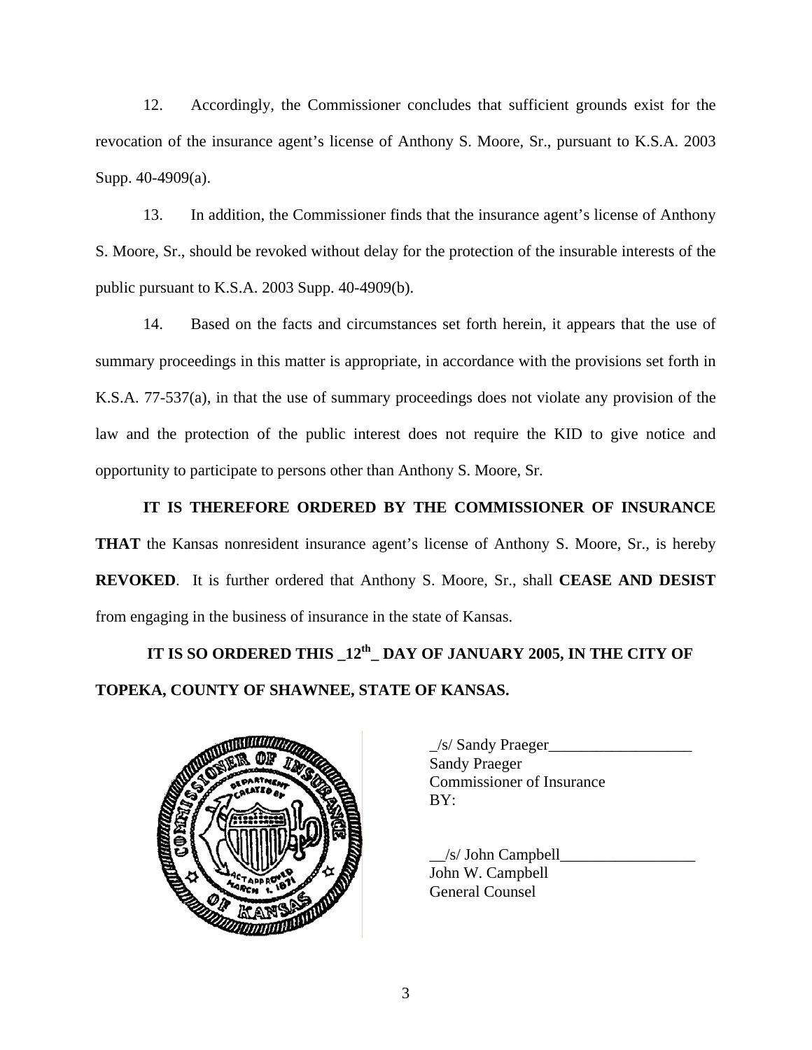12. Accordingly, the Commissioner concludes that sufficient grounds exist for the revocation of the insurance agent's license of Anthony S. Moore, Sr., pursuant to K.S.A. 2003 Supp. 40-4909(a).

13. In addition, the Commissioner finds that the insurance agent's license of Anthony S. Moore, Sr., should be revoked without delay for the protection of the insurable interests of the public pursuant to K.S.A. 2003 Supp. 40-4909(b).

14. Based on the facts and circumstances set forth herein, it appears that the use of summary proceedings in this matter is appropriate, in accordance with the provisions set forth in K.S.A. 77-537(a), in that the use of summary proceedings does not violate any provision of the law and the protection of the public interest does not require the KID to give notice and opportunity to participate to persons other than Anthony S. Moore, Sr.

**IT IS THEREFORE ORDERED BY THE COMMISSIONER OF INSURANCE THAT** the Kansas nonresident insurance agent's license of Anthony S. Moore, Sr., is hereby **REVOKED**. It is further ordered that Anthony S. Moore, Sr., shall **CEASE AND DESIST** from engaging in the business of insurance in the state of Kansas.

**IT IS SO ORDERED THIS _12th_ DAY OF JANUARY 2005, IN THE CITY OF TOPEKA, COUNTY OF SHAWNEE, STATE OF KANSAS.**

_/s/ Sandy Praeger__________________
Sandy Praeger
Commissioner of Insurance
BY:

__/s/ John Campbell_________________
John W. Campbell
General Counsel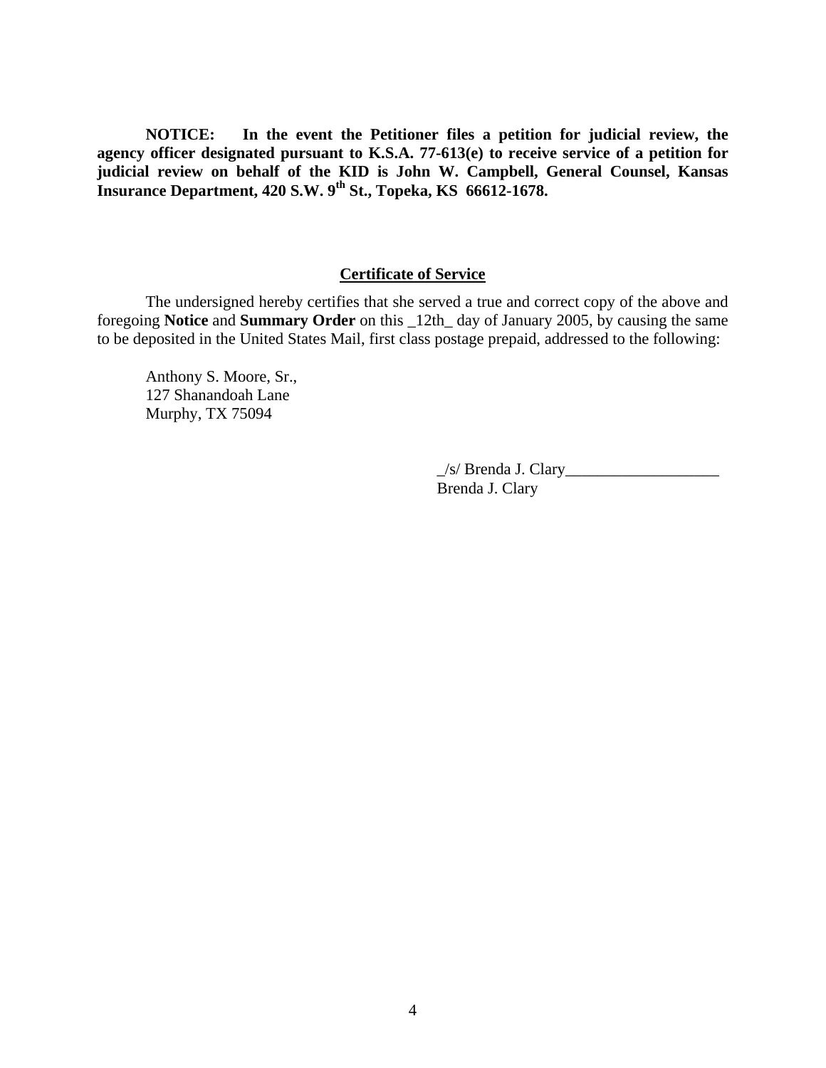**NOTICE: In the event the Petitioner files a petition for judicial review, the agency officer designated pursuant to K.S.A. 77-613(e) to receive service of a petition for judicial review on behalf of the KID is John W. Campbell, General Counsel, Kansas Insurance Department, 420 S.W. 9th St., Topeka, KS 66612-1678.**

## Certificate of Service

The undersigned hereby certifies that she served a true and correct copy of the above and foregoing **Notice** and **Summary Order** on this _12th_ day of January 2005, by causing the same to be deposited in the United States Mail, first class postage prepaid, addressed to the following:

Anthony S. Moore, Sr.,
127 Shanandoah Lane
Murphy, TX 75094

_/s/ Brenda J. Clary___________________
Brenda J. Clary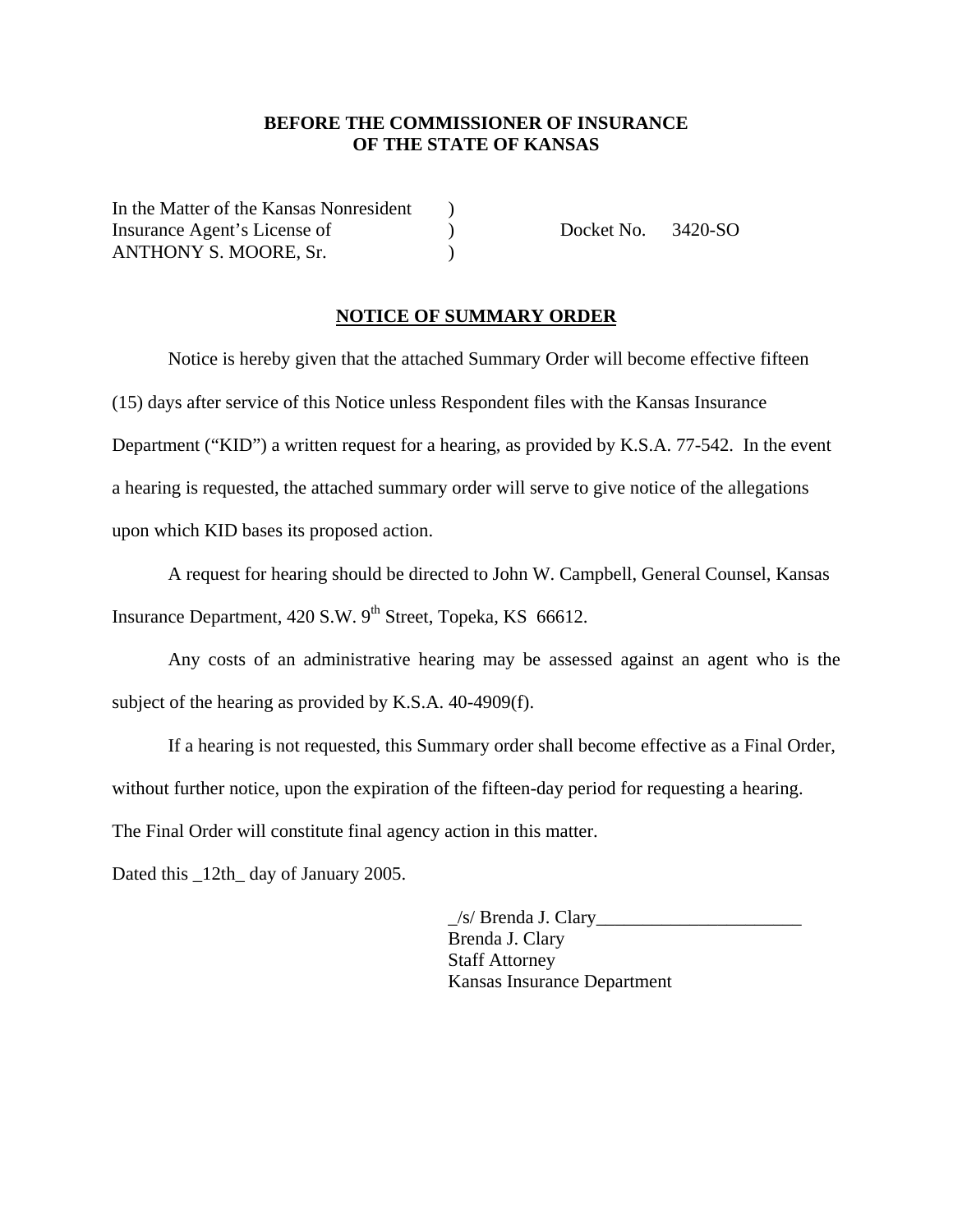**BEFORE THE COMMISSIONER OF INSURANCE**
**OF THE STATE OF KANSAS**

| | | |
|---|---|---|
| In the Matter of the Kansas Nonresident | ) | |
| Insurance Agent's License of | ) | Docket No. 3420-SO |
| ANTHONY S. MOORE, Sr. | ) | |

## NOTICE OF SUMMARY ORDER

Notice is hereby given that the attached Summary Order will become effective fifteen (15) days after service of this Notice unless Respondent files with the Kansas Insurance Department ("KID") a written request for a hearing, as provided by K.S.A. 77-542. In the event a hearing is requested, the attached summary order will serve to give notice of the allegations upon which KID bases its proposed action.

A request for hearing should be directed to John W. Campbell, General Counsel, Kansas Insurance Department, 420 S.W. 9th Street, Topeka, KS 66612.

Any costs of an administrative hearing may be assessed against an agent who is the subject of the hearing as provided by K.S.A. 40-4909(f).

If a hearing is not requested, this Summary order shall become effective as a Final Order, without further notice, upon the expiration of the fifteen-day period for requesting a hearing. The Final Order will constitute final agency action in this matter.

Dated this _12th_ day of January 2005.

_/s/ Brenda J. Clary______________________
Brenda J. Clary
Staff Attorney
Kansas Insurance Department